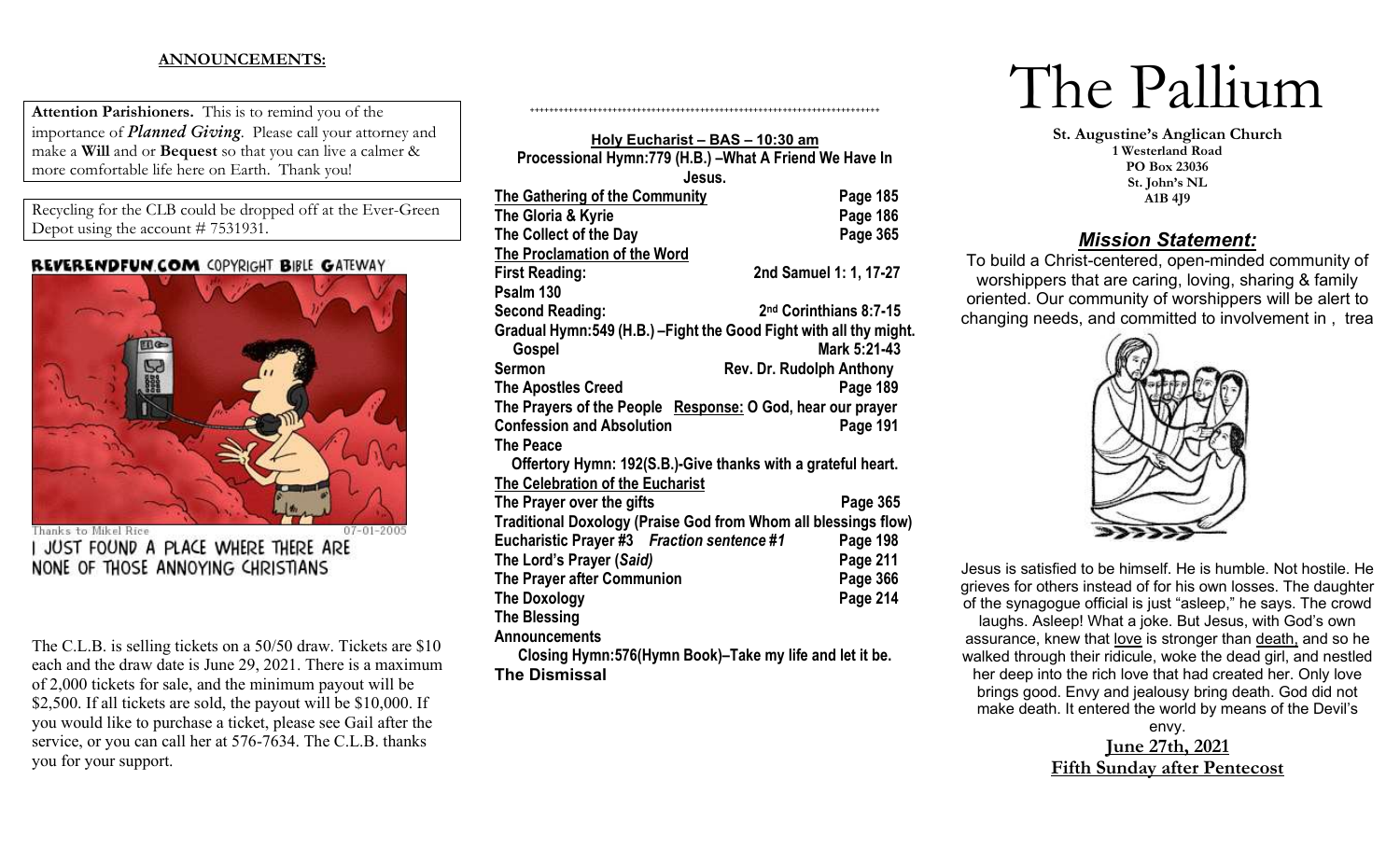**ANNOUNCEMENTS:**

**Attention Parishioners.** This is to remind you of the importance of ***Planned Giving***. Please call your attorney and make a **Will** and or **Bequest** so that you can live a calmer & more comfortable life here on Earth. Thank you!

Recycling for the CLB could be dropped off at the Ever-Green Depot using the account # 7531931.

REVERENDFUN.COM COPYRIGHT BIBLE GATEWAY

Thanks to Mikel Rice 07-01-2005

I JUST FOUND A PLACE WHERE THERE ARE NONE OF THOSE ANNOYING CHRISTIANS

The C.L.B. is selling tickets on a 50/50 draw. Tickets are $10 each and the draw date is June 29, 2021. There is a maximum of 2,000 tickets for sale, and the minimum payout will be $2,500. If all tickets are sold, the payout will be $10,000. If you would like to purchase a ticket, please see Gail after the service, or you can call her at 576-7634. The C.L.B. thanks you for your support.

++++++++++++++++++++++++++++++++++++++++++++++++++++++++++++++++++++++++

**Holy Eucharist – BAS – 10:30 am**

**Processional Hymn:779 (H.B.) –What A Friend We Have In Jesus.**

| | |
|---|---|
| **The Gathering of the Community** | **Page 185** |
| **The Gloria & Kyrie** | **Page 186** |
| **The Collect of the Day** | **Page 365** |
| **The Proclamation of the Word** | |
| **First Reading:** | **2nd Samuel 1: 1, 17-27** |
| **Psalm 130** | |
| **Second Reading:** | **2nd Corinthians 8:7-15** |

**Gradual Hymn:549 (H.B.) –Fight the Good Fight with all thy might.**

| | |
|---|---|
| **Gospel** | **Mark 5:21-43** |
| **Sermon** | **Rev. Dr. Rudolph Anthony** |
| **The Apostles Creed** | **Page 189** |

**The Prayers of the People Response: O God, hear our prayer**

| | |
|---|---|
| **Confession and Absolution** | **Page 191** |
| **The Peace** | |

**Offertory Hymn: 192(S.B.)-Give thanks with a grateful heart.**

| | |
|---|---|
| **The Celebration of the Eucharist** | |
| **The Prayer over the gifts** | **Page 365** |

**Traditional Doxology (Praise God from Whom all blessings flow)**

| | |
|---|---|
| **Eucharistic Prayer #3** ***Fraction sentence #1*** | **Page 198** |
| **The Lord's Prayer (*Said*)** | **Page 211** |
| **The Prayer after Communion** | **Page 366** |
| **The Doxology** | **Page 214** |
| **The Blessing** | |
| **Announcements** | |

**Closing Hymn:576(Hymn Book)–Take my life and let it be.**

**The Dismissal**

# The Pallium

**St. Augustine's Anglican Church**
**1 Westerland Road**
**PO Box 23036**
**St. John's NL**
**A1B 4J9**

## *Mission Statement:*

To build a Christ-centered, open-minded community of worshippers that are caring, loving, sharing & family oriented. Our community of worshippers will be alert to changing needs, and committed to involvement in , trea

Jesus is satisfied to be himself. He is humble. Not hostile. He grieves for others instead of for his own losses. The daughter of the synagogue official is just "asleep," he says. The crowd laughs. Asleep! What a joke. But Jesus, with God's own assurance, knew that love is stronger than death, and so he walked through their ridicule, woke the dead girl, and nestled her deep into the rich love that had created her. Only love brings good. Envy and jealousy bring death. God did not make death. It entered the world by means of the Devil's envy.

**June 27th, 2021**
**Fifth Sunday after Pentecost**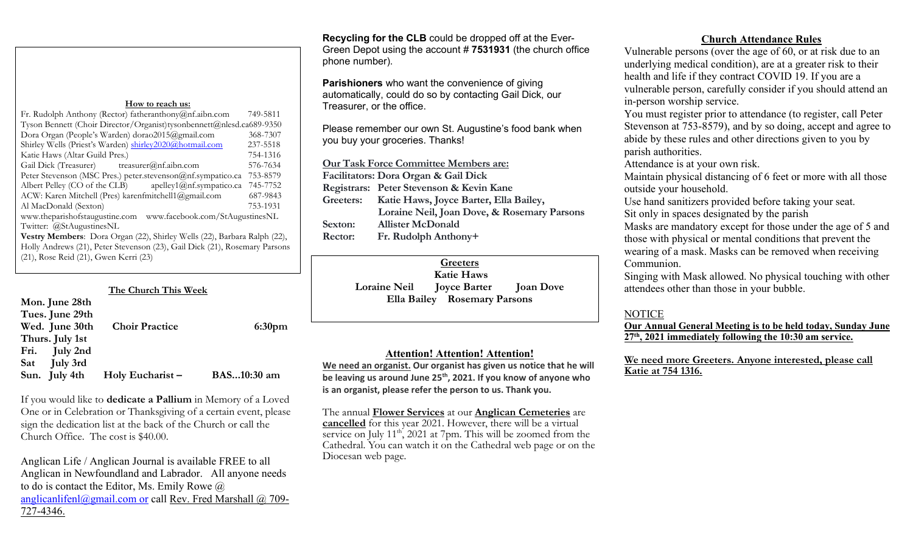**How to reach us:**

Fr. Rudolph Anthony (Rector) fatheranthony@nf.aibn.com 749-5811
Tyson Bennett (Choir Director/Organist) tysonbennett@nlesd.ca 689-9350
Dora Organ (People's Warden) dorao2015@gmail.com 368-7307
Shirley Wells (Priest's Warden) shirley2020@hotmail.com 237-5518
Katie Haws (Altar Guild Pres.) 754-1316
Gail Dick (Treasurer) treasurer@nf.aibn.com 576-7634
Peter Stevenson (MSC Pres.) peter.stevenson@nf.sympatico.ca 753-8579
Albert Pelley (CO of the CLB) apelley1@nf.sympatico.ca 745-7752
ACW: Karen Mitchell (Pres) karenfmitchell1@gmail.com 687-9843
Al MacDonald (Sexton) 753-1931
www.theparishofstaugustine.com www.facebook.com/StAugustinesNL
Twitter: @StAugustinesNL

**Vestry Members**: Dora Organ (22), Shirley Wells (22), Barbara Ralph (22), Holly Andrews (21), Peter Stevenson (23), Gail Dick (21), Rosemary Parsons (21), Rose Reid (21), Gwen Kerri (23)

**The Church This Week**

| | | |
|---|---|---|
| **Mon. June 28th** | | |
| **Tues. June 29th** | | |
| **Wed. June 30th** | **Choir Practice** | **6:30pm** |
| **Thurs. July 1st** | | |
| **Fri. July 2nd** | | |
| **Sat July 3rd** | | |
| **Sun. July 4th** | **Holy Eucharist –** | **BAS...10:30 am** |

If you would like to **dedicate a Pallium** in Memory of a Loved One or in Celebration or Thanksgiving of a certain event, please sign the dedication list at the back of the Church or call the Church Office. The cost is $40.00.

Anglican Life / Anglican Journal is available FREE to all Anglican in Newfoundland and Labrador. All anyone needs to do is contact the Editor, Ms. Emily Rowe @ anglicanlifenl@gmail.com or call Rev. Fred Marshall @ 709-727-4346.

**Recycling for the CLB** could be dropped off at the Ever-Green Depot using the account # **7531931** (the church office phone number).

**Parishioners** who want the convenience of giving automatically, could do so by contacting Gail Dick, our Treasurer, or the office.

Please remember our own St. Augustine's food bank when you buy your groceries. Thanks!

**Our Task Force Committee Members are:**

**Facilitators: Dora Organ & Gail Dick**
**Registrars: Peter Stevenson & Kevin Kane**
**Greeters: Katie Haws, Joyce Barter, Ella Bailey, Loraine Neil, Joan Dove, & Rosemary Parsons**
**Sexton: Allister McDonald**
**Rector: Fr. Rudolph Anthony+**

**Greeters**

**Katie Haws**
**Loraine Neil Joyce Barter Joan Dove**
**Ella Bailey Rosemary Parsons**

**Attention! Attention! Attention!**

**We need an organist. Our organist has given us notice that he will be leaving us around June 25th, 2021. If you know of anyone who is an organist, please refer the person to us. Thank you.**

The annual **Flower Services** at our **Anglican Cemeteries** are **cancelled** for this year 2021. However, there will be a virtual service on July 11th, 2021 at 7pm. This will be zoomed from the Cathedral. You can watch it on the Cathedral web page or on the Diocesan web page.

**Church Attendance Rules**

Vulnerable persons (over the age of 60, or at risk due to an underlying medical condition), are at a greater risk to their health and life if they contract COVID 19. If you are a vulnerable person, carefully consider if you should attend an in-person worship service.

You must register prior to attendance (to register, call Peter Stevenson at 753-8579), and by so doing, accept and agree to abide by these rules and other directions given to you by parish authorities.

Attendance is at your own risk.

Maintain physical distancing of 6 feet or more with all those outside your household.

Use hand sanitizers provided before taking your seat.

Sit only in spaces designated by the parish

Masks are mandatory except for those under the age of 5 and those with physical or mental conditions that prevent the wearing of a mask. Masks can be removed when receiving Communion.

Singing with Mask allowed. No physical touching with other attendees other than those in your bubble.

NOTICE

**Our Annual General Meeting is to be held today, Sunday June 27th, 2021 immediately following the 10:30 am service.**

**We need more Greeters. Anyone interested, please call Katie at 754 1316.**